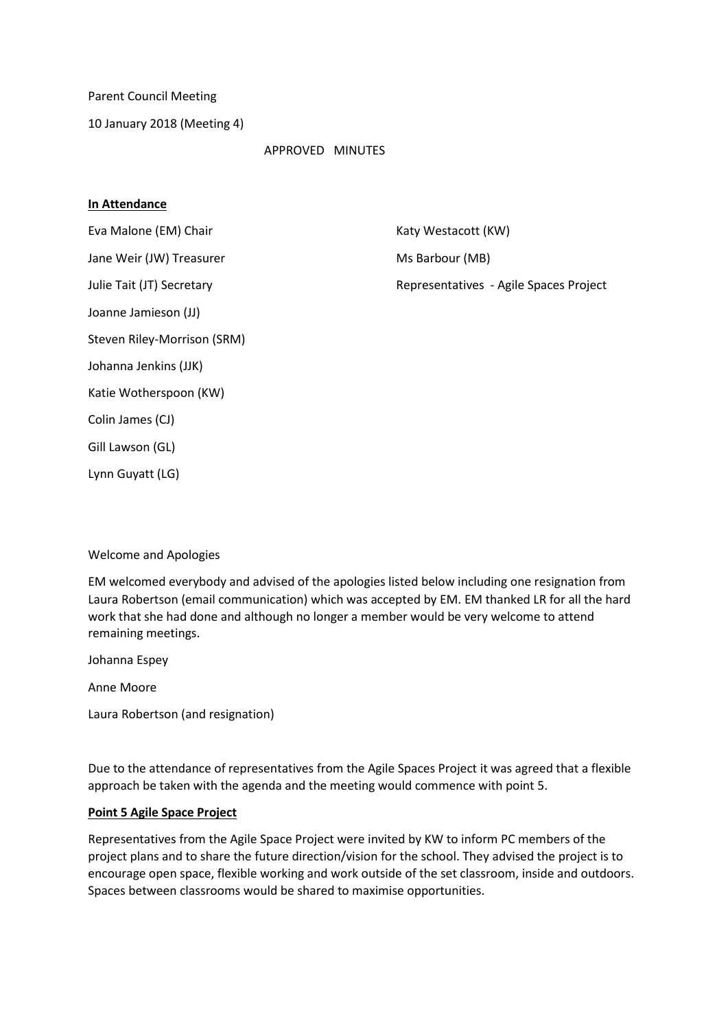Parent Council Meeting

10 January 2018 (Meeting 4)

APPROVED MINUTES

**In Attendance**

Eva Malone (EM) Chair

Jane Weir (JW) Treasurer

Julie Tait (JT) Secretary

Joanne Jamieson (JJ)

Steven Riley-Morrison (SRM)

Johanna Jenkins (JJK)

Katie Wotherspoon (KW)

Colin James (CJ)

Gill Lawson (GL)

Lynn Guyatt (LG)

Katy Westacott (KW)

Ms Barbour (MB)

Representatives - Agile Spaces Project

Welcome and Apologies

EM welcomed everybody and advised of the apologies listed below including one resignation from Laura Robertson (email communication) which was accepted by EM. EM thanked LR for all the hard work that she had done and although no longer a member would be very welcome to attend remaining meetings.

Johanna Espey

Anne Moore

Laura Robertson (and resignation)

Due to the attendance of representatives from the Agile Spaces Project it was agreed that a flexible approach be taken with the agenda and the meeting would commence with point 5.

**Point 5 Agile Space Project**

Representatives from the Agile Space Project were invited by KW to inform PC members of the project plans and to share the future direction/vision for the school. They advised the project is to encourage open space, flexible working and work outside of the set classroom, inside and outdoors. Spaces between classrooms would be shared to maximise opportunities.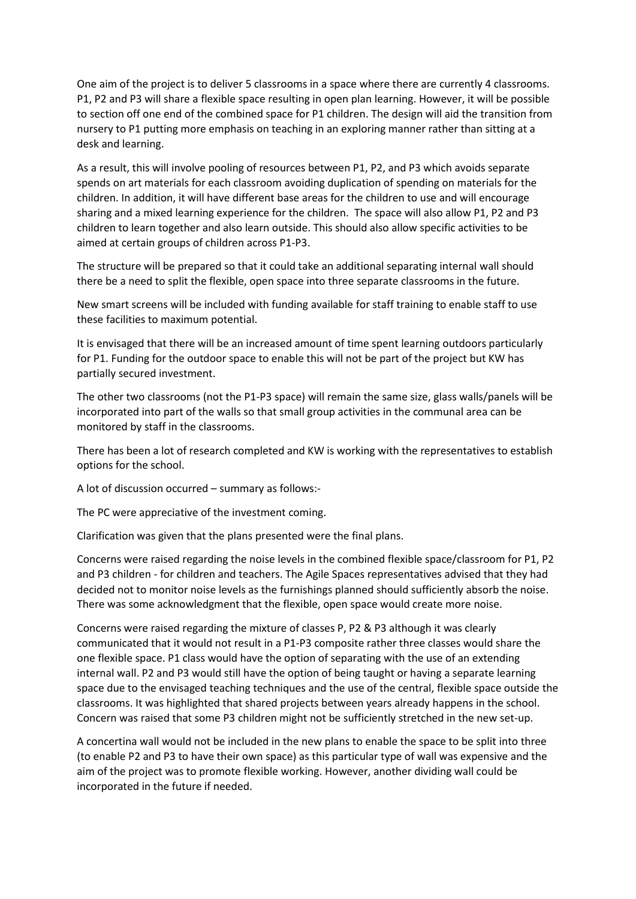One aim of the project is to deliver 5 classrooms in a space where there are currently 4 classrooms. P1, P2 and P3 will share a flexible space resulting in open plan learning. However, it will be possible to section off one end of the combined space for P1 children. The design will aid the transition from nursery to P1 putting more emphasis on teaching in an exploring manner rather than sitting at a desk and learning.

As a result, this will involve pooling of resources between P1, P2, and P3 which avoids separate spends on art materials for each classroom avoiding duplication of spending on materials for the children. In addition, it will have different base areas for the children to use and will encourage sharing and a mixed learning experience for the children. The space will also allow P1, P2 and P3 children to learn together and also learn outside. This should also allow specific activities to be aimed at certain groups of children across P1-P3.

The structure will be prepared so that it could take an additional separating internal wall should there be a need to split the flexible, open space into three separate classrooms in the future.

New smart screens will be included with funding available for staff training to enable staff to use these facilities to maximum potential.

It is envisaged that there will be an increased amount of time spent learning outdoors particularly for P1. Funding for the outdoor space to enable this will not be part of the project but KW has partially secured investment.

The other two classrooms (not the P1-P3 space) will remain the same size, glass walls/panels will be incorporated into part of the walls so that small group activities in the communal area can be monitored by staff in the classrooms.

There has been a lot of research completed and KW is working with the representatives to establish options for the school.

A lot of discussion occurred – summary as follows:-

The PC were appreciative of the investment coming.

Clarification was given that the plans presented were the final plans.

Concerns were raised regarding the noise levels in the combined flexible space/classroom for P1, P2 and P3 children - for children and teachers. The Agile Spaces representatives advised that they had decided not to monitor noise levels as the furnishings planned should sufficiently absorb the noise. There was some acknowledgment that the flexible, open space would create more noise.

Concerns were raised regarding the mixture of classes P, P2 & P3 although it was clearly communicated that it would not result in a P1-P3 composite rather three classes would share the one flexible space. P1 class would have the option of separating with the use of an extending internal wall. P2 and P3 would still have the option of being taught or having a separate learning space due to the envisaged teaching techniques and the use of the central, flexible space outside the classrooms. It was highlighted that shared projects between years already happens in the school. Concern was raised that some P3 children might not be sufficiently stretched in the new set-up.

A concertina wall would not be included in the new plans to enable the space to be split into three (to enable P2 and P3 to have their own space) as this particular type of wall was expensive and the aim of the project was to promote flexible working. However, another dividing wall could be incorporated in the future if needed.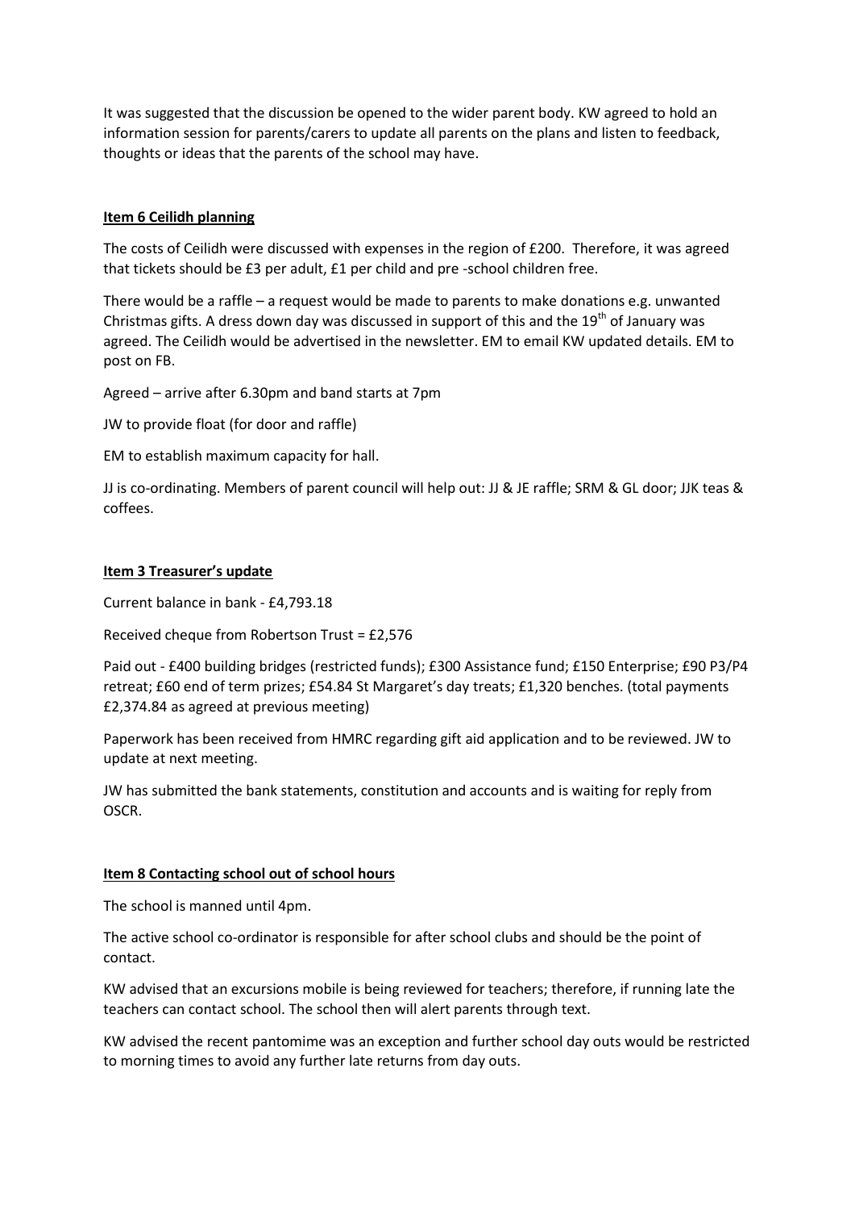It was suggested that the discussion be opened to the wider parent body. KW agreed to hold an information session for parents/carers to update all parents on the plans and listen to feedback, thoughts or ideas that the parents of the school may have.

**Item 6 Ceilidh planning**

The costs of Ceilidh were discussed with expenses in the region of £200. Therefore, it was agreed that tickets should be £3 per adult, £1 per child and pre -school children free.

There would be a raffle – a request would be made to parents to make donations e.g. unwanted Christmas gifts. A dress down day was discussed in support of this and the 19th of January was agreed. The Ceilidh would be advertised in the newsletter. EM to email KW updated details. EM to post on FB.

Agreed – arrive after 6.30pm and band starts at 7pm

JW to provide float (for door and raffle)

EM to establish maximum capacity for hall.

JJ is co-ordinating. Members of parent council will help out: JJ & JE raffle; SRM & GL door; JJK teas & coffees.

**Item 3 Treasurer's update**

Current balance in bank - £4,793.18

Received cheque from Robertson Trust = £2,576

Paid out - £400 building bridges (restricted funds); £300 Assistance fund; £150 Enterprise; £90 P3/P4 retreat; £60 end of term prizes; £54.84 St Margaret's day treats; £1,320 benches. (total payments £2,374.84 as agreed at previous meeting)

Paperwork has been received from HMRC regarding gift aid application and to be reviewed. JW to update at next meeting.

JW has submitted the bank statements, constitution and accounts and is waiting for reply from OSCR.

**Item 8 Contacting school out of school hours**

The school is manned until 4pm.

The active school co-ordinator is responsible for after school clubs and should be the point of contact.

KW advised that an excursions mobile is being reviewed for teachers; therefore, if running late the teachers can contact school. The school then will alert parents through text.

KW advised the recent pantomime was an exception and further school day outs would be restricted to morning times to avoid any further late returns from day outs.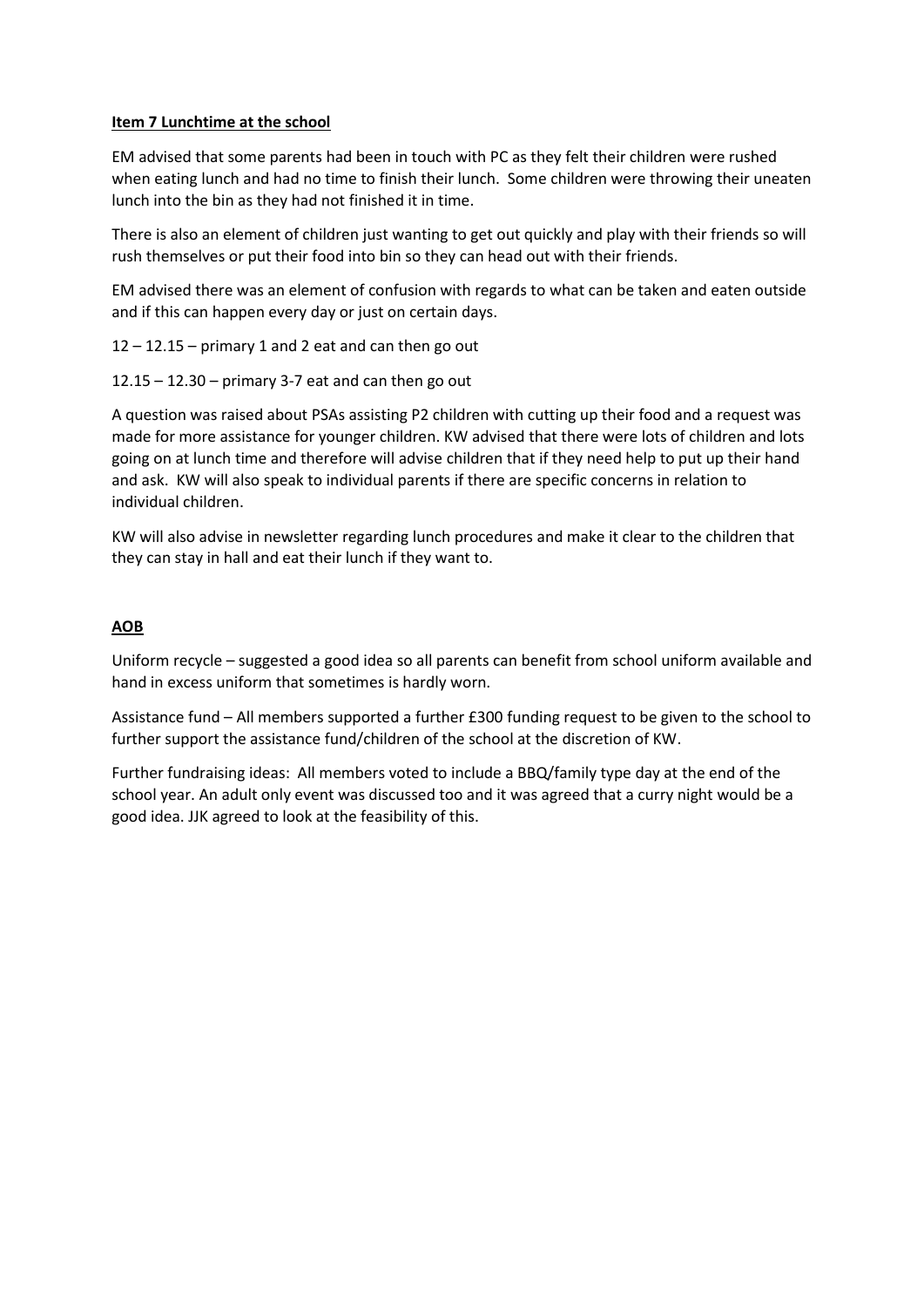**Item 7 Lunchtime at the school**

EM advised that some parents had been in touch with PC as they felt their children were rushed when eating lunch and had no time to finish their lunch. Some children were throwing their uneaten lunch into the bin as they had not finished it in time.

There is also an element of children just wanting to get out quickly and play with their friends so will rush themselves or put their food into bin so they can head out with their friends.

EM advised there was an element of confusion with regards to what can be taken and eaten outside and if this can happen every day or just on certain days.

12 – 12.15 – primary 1 and 2 eat and can then go out

12.15 – 12.30 – primary 3-7 eat and can then go out

A question was raised about PSAs assisting P2 children with cutting up their food and a request was made for more assistance for younger children. KW advised that there were lots of children and lots going on at lunch time and therefore will advise children that if they need help to put up their hand and ask. KW will also speak to individual parents if there are specific concerns in relation to individual children.

KW will also advise in newsletter regarding lunch procedures and make it clear to the children that they can stay in hall and eat their lunch if they want to.

**AOB**

Uniform recycle – suggested a good idea so all parents can benefit from school uniform available and hand in excess uniform that sometimes is hardly worn.

Assistance fund – All members supported a further £300 funding request to be given to the school to further support the assistance fund/children of the school at the discretion of KW.

Further fundraising ideas: All members voted to include a BBQ/family type day at the end of the school year. An adult only event was discussed too and it was agreed that a curry night would be a good idea. JJK agreed to look at the feasibility of this.